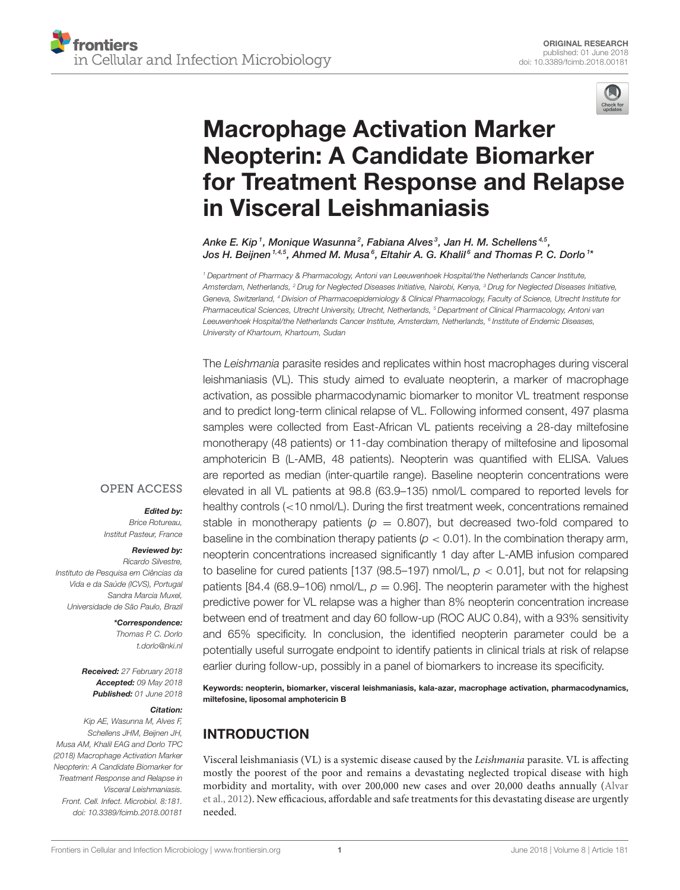ORIGINAL RESEARCH
published: 01 June 2018
doi: 10.3389/fcimb.2018.00181

# Macrophage Activation Marker Neopterin: A Candidate Biomarker for Treatment Response and Relapse in Visceral Leishmaniasis

*Anke E. Kip[1], Monique Wasunna[2], Fabiana Alves[3], Jan H. M. Schellens[4,5], Jos H. Beijnen[1,4,5], Ahmed M. Musa[6], Eltahir A. G. Khalil[6] and Thomas P. C. Dorlo[1]\**

[1] Department of Pharmacy & Pharmacology, Antoni van Leeuwenhoek Hospital/the Netherlands Cancer Institute, Amsterdam, Netherlands, [2] Drug for Neglected Diseases Initiative, Nairobi, Kenya, [3] Drug for Neglected Diseases Initiative, Geneva, Switzerland, [4] Division of Pharmacoepidemiology & Clinical Pharmacology, Faculty of Science, Utrecht Institute for Pharmaceutical Sciences, Utrecht University, Utrecht, Netherlands, [5] Department of Clinical Pharmacology, Antoni van Leeuwenhoek Hospital/the Netherlands Cancer Institute, Amsterdam, Netherlands, [6] Institute of Endemic Diseases, University of Khartoum, Khartoum, Sudan

The *Leishmania* parasite resides and replicates within host macrophages during visceral leishmaniasis (VL). This study aimed to evaluate neopterin, a marker of macrophage activation, as possible pharmacodynamic biomarker to monitor VL treatment response and to predict long-term clinical relapse of VL. Following informed consent, 497 plasma samples were collected from East-African VL patients receiving a 28-day miltefosine monotherapy (48 patients) or 11-day combination therapy of miltefosine and liposomal amphotericin B (L-AMB, 48 patients). Neopterin was quantified with ELISA. Values are reported as median (inter-quartile range). Baseline neopterin concentrations were elevated in all VL patients at 98.8 (63.9–135) nmol/L compared to reported levels for healthy controls (<10 nmol/L). During the first treatment week, concentrations remained stable in monotherapy patients ($p = 0.807$), but decreased two-fold compared to baseline in the combination therapy patients ($p < 0.01$). In the combination therapy arm, neopterin concentrations increased significantly 1 day after L-AMB infusion compared to baseline for cured patients [137 (98.5–197) nmol/L, $p < 0.01$], but not for relapsing patients [84.4 (68.9–106) nmol/L, $p = 0.96$]. The neopterin parameter with the highest predictive power for VL relapse was a higher than 8% neopterin concentration increase between end of treatment and day 60 follow-up (ROC AUC 0.84), with a 93% sensitivity and 65% specificity. In conclusion, the identified neopterin parameter could be a potentially useful surrogate endpoint to identify patients in clinical trials at risk of relapse earlier during follow-up, possibly in a panel of biomarkers to increase its specificity.

**Keywords: neopterin, biomarker, visceral leishmaniasis, kala-azar, macrophage activation, pharmacodynamics, miltefosine, liposomal amphotericin B**

OPEN ACCESS

***Edited by:***
*Brice Rotureau, Institut Pasteur, France*

***Reviewed by:***
*Ricardo Silvestre, Instituto de Pesquisa em Ciências da Vida e da Saúde (ICVS), Portugal*
*Sandra Marcia Muxel, Universidade de São Paulo, Brazil*

***\*Correspondence:***
*Thomas P. C. Dorlo*
*t.dorlo@nki.nl*

***Received:*** *27 February 2018*
***Accepted:*** *09 May 2018*
***Published:*** *01 June 2018*

***Citation:***
*Kip AE, Wasunna M, Alves F, Schellens JHM, Beijnen JH, Musa AM, Khalil EAG and Dorlo TPC (2018) Macrophage Activation Marker Neopterin: A Candidate Biomarker for Treatment Response and Relapse in Visceral Leishmaniasis. Front. Cell. Infect. Microbiol. 8:181. doi: 10.3389/fcimb.2018.00181*

## INTRODUCTION

Visceral leishmaniasis (VL) is a systemic disease caused by the *Leishmania* parasite. VL is affecting mostly the poorest of the poor and remains a devastating neglected tropical disease with high morbidity and mortality, with over 200,000 new cases and over 20,000 deaths annually (Alvar et al., 2012). New efficacious, affordable and safe treatments for this devastating disease are urgently needed.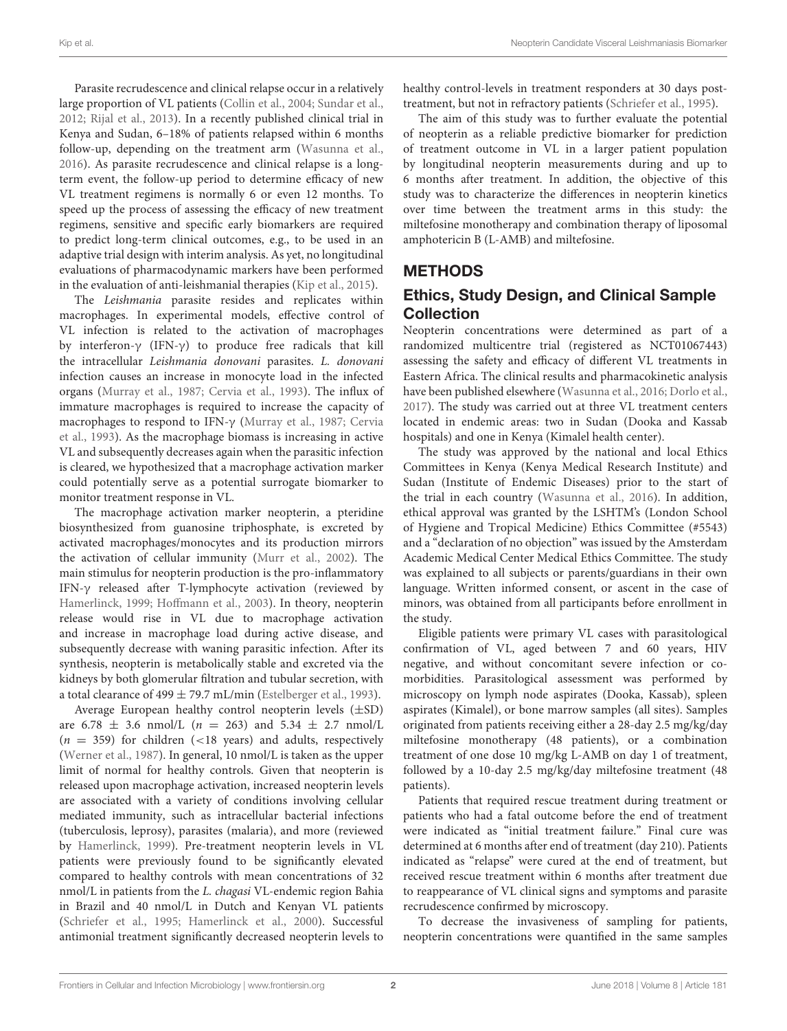Parasite recrudescence and clinical relapse occur in a relatively large proportion of VL patients (Collin et al., 2004; Sundar et al., 2012; Rijal et al., 2013). In a recently published clinical trial in Kenya and Sudan, 6–18% of patients relapsed within 6 months follow-up, depending on the treatment arm (Wasunna et al., 2016). As parasite recrudescence and clinical relapse is a long-term event, the follow-up period to determine efficacy of new VL treatment regimens is normally 6 or even 12 months. To speed up the process of assessing the efficacy of new treatment regimens, sensitive and specific early biomarkers are required to predict long-term clinical outcomes, e.g., to be used in an adaptive trial design with interim analysis. As yet, no longitudinal evaluations of pharmacodynamic markers have been performed in the evaluation of anti-leishmanial therapies (Kip et al., 2015).

The *Leishmania* parasite resides and replicates within macrophages. In experimental models, effective control of VL infection is related to the activation of macrophages by interferon-γ (IFN-γ) to produce free radicals that kill the intracellular *Leishmania donovani* parasites. *L. donovani* infection causes an increase in monocyte load in the infected organs (Murray et al., 1987; Cervia et al., 1993). The influx of immature macrophages is required to increase the capacity of macrophages to respond to IFN-γ (Murray et al., 1987; Cervia et al., 1993). As the macrophage biomass is increasing in active VL and subsequently decreases again when the parasitic infection is cleared, we hypothesized that a macrophage activation marker could potentially serve as a potential surrogate biomarker to monitor treatment response in VL.

The macrophage activation marker neopterin, a pteridine biosynthesized from guanosine triphosphate, is excreted by activated macrophages/monocytes and its production mirrors the activation of cellular immunity (Murr et al., 2002). The main stimulus for neopterin production is the pro-inflammatory IFN-γ released after T-lymphocyte activation (reviewed by Hamerlinck, 1999; Hoffmann et al., 2003). In theory, neopterin release would rise in VL due to macrophage activation and increase in macrophage load during active disease, and subsequently decrease with waning parasitic infection. After its synthesis, neopterin is metabolically stable and excreted via the kidneys by both glomerular filtration and tubular secretion, with a total clearance of $499 \pm 79.7$ mL/min (Estelberger et al., 1993).

Average European healthy control neopterin levels ($\pm$SD) are $6.78 \pm 3.6$ nmol/L ($n = 263$) and $5.34 \pm 2.7$ nmol/L ($n = 359$) for children (<18 years) and adults, respectively (Werner et al., 1987). In general, 10 nmol/L is taken as the upper limit of normal for healthy controls. Given that neopterin is released upon macrophage activation, increased neopterin levels are associated with a variety of conditions involving cellular mediated immunity, such as intracellular bacterial infections (tuberculosis, leprosy), parasites (malaria), and more (reviewed by Hamerlinck, 1999). Pre-treatment neopterin levels in VL patients were previously found to be significantly elevated compared to healthy controls with mean concentrations of 32 nmol/L in patients from the *L. chagasi* VL-endemic region Bahia in Brazil and 40 nmol/L in Dutch and Kenyan VL patients (Schriefer et al., 1995; Hamerlinck et al., 2000). Successful antimonial treatment significantly decreased neopterin levels to healthy control-levels in treatment responders at 30 days post-treatment, but not in refractory patients (Schriefer et al., 1995).

The aim of this study was to further evaluate the potential of neopterin as a reliable predictive biomarker for prediction of treatment outcome in VL in a larger patient population by longitudinal neopterin measurements during and up to 6 months after treatment. In addition, the objective of this study was to characterize the differences in neopterin kinetics over time between the treatment arms in this study: the miltefosine monotherapy and combination therapy of liposomal amphotericin B (L-AMB) and miltefosine.

## METHODS

### Ethics, Study Design, and Clinical Sample Collection

Neopterin concentrations were determined as part of a randomized multicentre trial (registered as NCT01067443) assessing the safety and efficacy of different VL treatments in Eastern Africa. The clinical results and pharmacokinetic analysis have been published elsewhere (Wasunna et al., 2016; Dorlo et al., 2017). The study was carried out at three VL treatment centers located in endemic areas: two in Sudan (Dooka and Kassab hospitals) and one in Kenya (Kimalel health center).

The study was approved by the national and local Ethics Committees in Kenya (Kenya Medical Research Institute) and Sudan (Institute of Endemic Diseases) prior to the start of the trial in each country (Wasunna et al., 2016). In addition, ethical approval was granted by the LSHTM's (London School of Hygiene and Tropical Medicine) Ethics Committee (#5543) and a "declaration of no objection" was issued by the Amsterdam Academic Medical Center Medical Ethics Committee. The study was explained to all subjects or parents/guardians in their own language. Written informed consent, or ascent in the case of minors, was obtained from all participants before enrollment in the study.

Eligible patients were primary VL cases with parasitological confirmation of VL, aged between 7 and 60 years, HIV negative, and without concomitant severe infection or co-morbidities. Parasitological assessment was performed by microscopy on lymph node aspirates (Dooka, Kassab), spleen aspirates (Kimalel), or bone marrow samples (all sites). Samples originated from patients receiving either a 28-day 2.5 mg/kg/day miltefosine monotherapy (48 patients), or a combination treatment of one dose 10 mg/kg L-AMB on day 1 of treatment, followed by a 10-day 2.5 mg/kg/day miltefosine treatment (48 patients).

Patients that required rescue treatment during treatment or patients who had a fatal outcome before the end of treatment were indicated as "initial treatment failure." Final cure was determined at 6 months after end of treatment (day 210). Patients indicated as "relapse" were cured at the end of treatment, but received rescue treatment within 6 months after treatment due to reappearance of VL clinical signs and symptoms and parasite recrudescence confirmed by microscopy.

To decrease the invasiveness of sampling for patients, neopterin concentrations were quantified in the same samples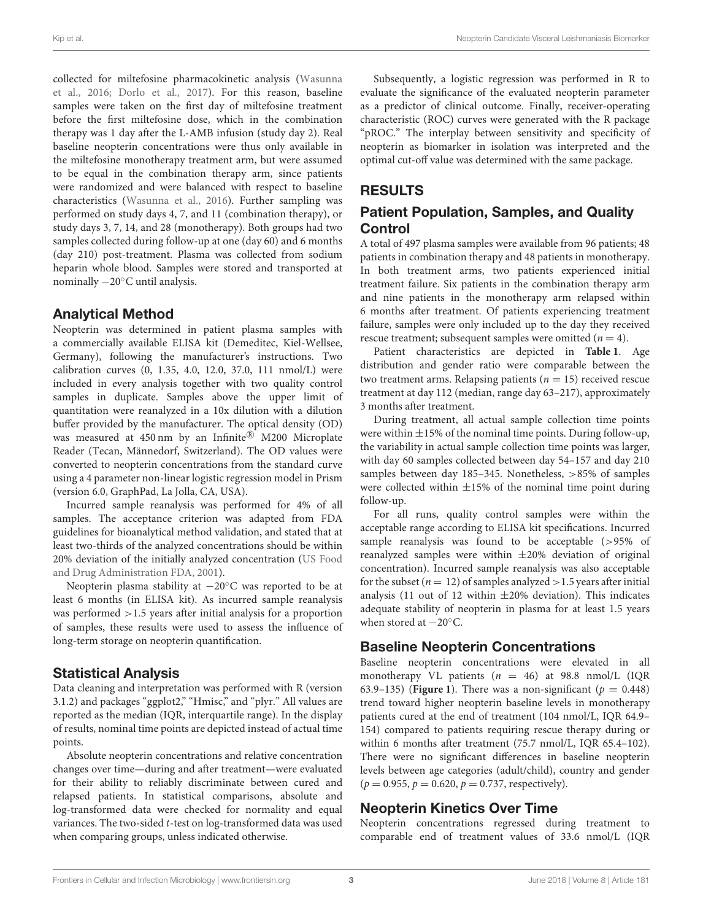collected for miltefosine pharmacokinetic analysis (Wasunna et al., 2016; Dorlo et al., 2017). For this reason, baseline samples were taken on the first day of miltefosine treatment before the first miltefosine dose, which in the combination therapy was 1 day after the L-AMB infusion (study day 2). Real baseline neopterin concentrations were thus only available in the miltefosine monotherapy treatment arm, but were assumed to be equal in the combination therapy arm, since patients were randomized and were balanced with respect to baseline characteristics (Wasunna et al., 2016). Further sampling was performed on study days 4, 7, and 11 (combination therapy), or study days 3, 7, 14, and 28 (monotherapy). Both groups had two samples collected during follow-up at one (day 60) and 6 months (day 210) post-treatment. Plasma was collected from sodium heparin whole blood. Samples were stored and transported at nominally −20°C until analysis.

## Analytical Method

Neopterin was determined in patient plasma samples with a commercially available ELISA kit (Demeditec, Kiel-Wellsee, Germany), following the manufacturer's instructions. Two calibration curves (0, 1.35, 4.0, 12.0, 37.0, 111 nmol/L) were included in every analysis together with two quality control samples in duplicate. Samples above the upper limit of quantitation were reanalyzed in a 10x dilution with a dilution buffer provided by the manufacturer. The optical density (OD) was measured at 450 nm by an Infinite® M200 Microplate Reader (Tecan, Männedorf, Switzerland). The OD values were converted to neopterin concentrations from the standard curve using a 4 parameter non-linear logistic regression model in Prism (version 6.0, GraphPad, La Jolla, CA, USA).

Incurred sample reanalysis was performed for 4% of all samples. The acceptance criterion was adapted from FDA guidelines for bioanalytical method validation, and stated that at least two-thirds of the analyzed concentrations should be within 20% deviation of the initially analyzed concentration (US Food and Drug Administration FDA, 2001).

Neopterin plasma stability at −20°C was reported to be at least 6 months (in ELISA kit). As incurred sample reanalysis was performed >1.5 years after initial analysis for a proportion of samples, these results were used to assess the influence of long-term storage on neopterin quantification.

## Statistical Analysis

Data cleaning and interpretation was performed with R (version 3.1.2) and packages "ggplot2," "Hmisc," and "plyr." All values are reported as the median (IQR, interquartile range). In the display of results, nominal time points are depicted instead of actual time points.

Absolute neopterin concentrations and relative concentration changes over time—during and after treatment—were evaluated for their ability to reliably discriminate between cured and relapsed patients. In statistical comparisons, absolute and log-transformed data were checked for normality and equal variances. The two-sided *t*-test on log-transformed data was used when comparing groups, unless indicated otherwise.

Subsequently, a logistic regression was performed in R to evaluate the significance of the evaluated neopterin parameter as a predictor of clinical outcome. Finally, receiver-operating characteristic (ROC) curves were generated with the R package "pROC." The interplay between sensitivity and specificity of neopterin as biomarker in isolation was interpreted and the optimal cut-off value was determined with the same package.

# RESULTS

## Patient Population, Samples, and Quality Control

A total of 497 plasma samples were available from 96 patients; 48 patients in combination therapy and 48 patients in monotherapy. In both treatment arms, two patients experienced initial treatment failure. Six patients in the combination therapy arm and nine patients in the monotherapy arm relapsed within 6 months after treatment. Of patients experiencing treatment failure, samples were only included up to the day they received rescue treatment; subsequent samples were omitted ($n = 4$).

Patient characteristics are depicted in **Table 1**. Age distribution and gender ratio were comparable between the two treatment arms. Relapsing patients ($n = 15$) received rescue treatment at day 112 (median, range day 63–217), approximately 3 months after treatment.

During treatment, all actual sample collection time points were within ±15% of the nominal time points. During follow-up, the variability in actual sample collection time points was larger, with day 60 samples collected between day 54–157 and day 210 samples between day 185–345. Nonetheless, >85% of samples were collected within ±15% of the nominal time point during follow-up.

For all runs, quality control samples were within the acceptable range according to ELISA kit specifications. Incurred sample reanalysis was found to be acceptable (>95% of reanalyzed samples were within ±20% deviation of original concentration). Incurred sample reanalysis was also acceptable for the subset ($n = 12$) of samples analyzed >1.5 years after initial analysis (11 out of 12 within ±20% deviation). This indicates adequate stability of neopterin in plasma for at least 1.5 years when stored at −20°C.

## Baseline Neopterin Concentrations

Baseline neopterin concentrations were elevated in all monotherapy VL patients ($n = 46$) at 98.8 nmol/L (IQR 63.9–135) (**Figure 1**). There was a non-significant ($p = 0.448$) trend toward higher neopterin baseline levels in monotherapy patients cured at the end of treatment (104 nmol/L, IQR 64.9–154) compared to patients requiring rescue therapy during or within 6 months after treatment (75.7 nmol/L, IQR 65.4–102). There were no significant differences in baseline neopterin levels between age categories (adult/child), country and gender ($p = 0.955$, $p = 0.620$, $p = 0.737$, respectively).

## Neopterin Kinetics Over Time

Neopterin concentrations regressed during treatment to comparable end of treatment values of 33.6 nmol/L (IQR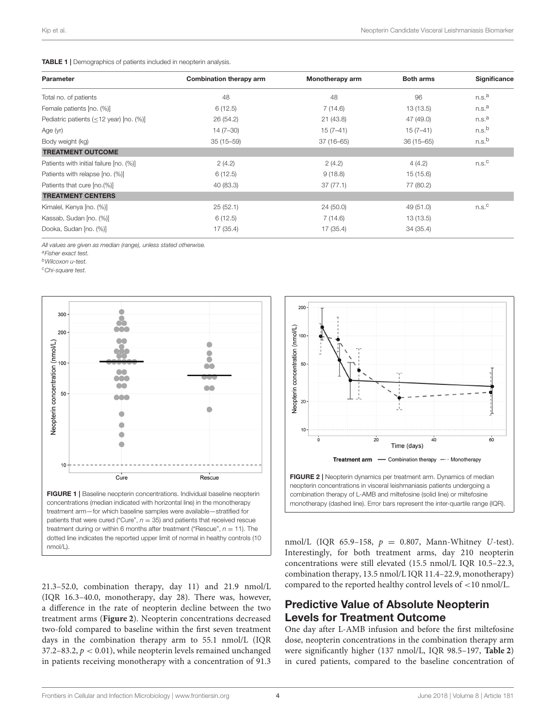**TABLE 1 |** Demographics of patients included in neopterin analysis.

| Parameter | Combination therapy arm | Monotherapy arm | Both arms | Significance |
|---|---|---|---|---|
| Total no. of patients | 48 | 48 | 96 | n.s.[a] |
| Female patients [no. (%)] | 6 (12.5) | 7 (14.6) | 13 (13.5) | n.s.[a] |
| Pediatric patients (≤12 year) [no. (%)] | 26 (54.2) | 21 (43.8) | 47 (49.0) | n.s.[a] |
| Age (yr) | 14 (7–30) | 15 (7–41) | 15 (7–41) | n.s.[b] |
| Body weight (kg) | 35 (15–59) | 37 (16–65) | 36 (15–65) | n.s.[b] |
| **TREATMENT OUTCOME** | | | | |
| Patients with initial failure [no. (%)] | 2 (4.2) | 2 (4.2) | 4 (4.2) | n.s.[c] |
| Patients with relapse [no. (%)] | 6 (12.5) | 9 (18.8) | 15 (15.6) | |
| Patients that cure [no.(%)] | 40 (83.3) | 37 (77.1) | 77 (80.2) | |
| **TREATMENT CENTERS** | | | | |
| Kimalel, Kenya [no. (%)] | 25 (52.1) | 24 (50.0) | 49 (51.0) | n.s.[c] |
| Kassab, Sudan [no. (%)] | 6 (12.5) | 7 (14.6) | 13 (13.5) | |
| Dooka, Sudan [no. (%)] | 17 (35.4) | 17 (35.4) | 34 (35.4) | |

*All values are given as median (range), unless stated otherwise.*
[a]*Fisher exact test.*
[b]*Wilcoxon u-test.*
[c]*Chi-square test.*

**FIGURE 1 |** Baseline neopterin concentrations. Individual baseline neopterin concentrations (median indicated with horizontal line) in the monotherapy treatment arm—for which baseline samples were available—stratified for patients that were cured ("Cure", $n = 35$) and patients that received rescue treatment during or within 6 months after treatment ("Rescue", $n = 11$). The dotted line indicates the reported upper limit of normal in healthy controls (10 nmol/L).

**FIGURE 2 |** Neopterin dynamics per treatment arm. Dynamics of median neopterin concentrations in visceral leishmaniasis patients undergoing a combination therapy of L-AMB and miltefosine (solid line) or miltefosine monotherapy (dashed line). Error bars represent the inter-quartile range (IQR).

21.3–52.0, combination therapy, day 11) and 21.9 nmol/L (IQR 16.3–40.0, monotherapy, day 28). There was, however, a difference in the rate of neopterin decline between the two treatment arms (**Figure 2**). Neopterin concentrations decreased two-fold compared to baseline within the first seven treatment days in the combination therapy arm to 55.1 nmol/L (IQR 37.2–83.2, $p < 0.01$), while neopterin levels remained unchanged in patients receiving monotherapy with a concentration of 91.3 nmol/L (IQR 65.9–158, $p = 0.807$, Mann-Whitney *U*-test). Interestingly, for both treatment arms, day 210 neopterin concentrations were still elevated (15.5 nmol/L IQR 10.5–22.3, combination therapy, 13.5 nmol/L IQR 11.4–22.9, monotherapy) compared to the reported healthy control levels of <10 nmol/L.

## Predictive Value of Absolute Neopterin Levels for Treatment Outcome

One day after L-AMB infusion and before the first miltefosine dose, neopterin concentrations in the combination therapy arm were significantly higher (137 nmol/L, IQR 98.5–197, **Table 2**) in cured patients, compared to the baseline concentration of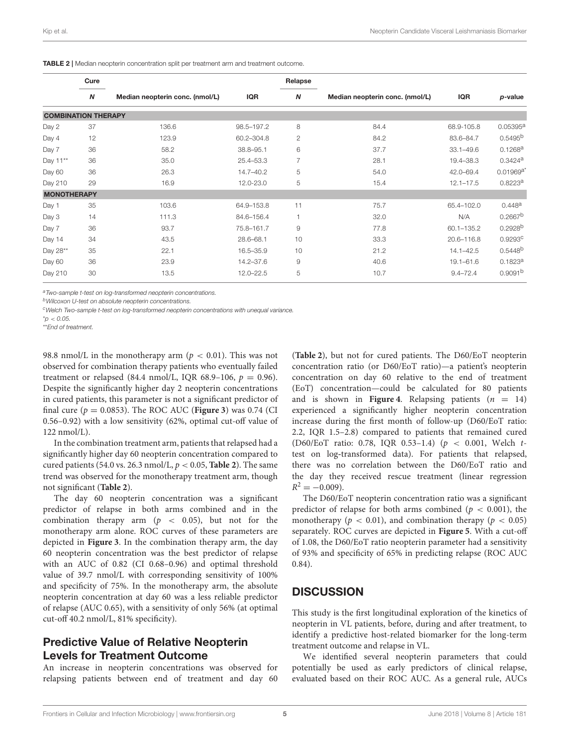**TABLE 2** | Median neopterin concentration split per treatment arm and treatment outcome.

| | Cure | | | Relapse | | | |
|---|---|---|---|---|---|---|---|
| | ***N*** | **Median neopterin conc. (nmol/L)** | **IQR** | ***N*** | **Median neopterin conc. (nmol/L)** | **IQR** | ***p*-value** |
| **COMBINATION THERAPY** | | | | | | | |
| Day 2 | 37 | 136.6 | 98.5–197.2 | 8 | 84.4 | 68.9-105.8 | 0.05395[a] |
| Day 4 | 12 | 123.9 | 60.2–304.8 | 2 | 84.2 | 83.6–84.7 | 0.5495[b] |
| Day 7 | 36 | 58.2 | 38.8–95.1 | 6 | 37.7 | 33.1–49.6 | 0.1268[a] |
| Day 11** | 36 | 35.0 | 25.4–53.3 | 7 | 28.1 | 19.4–38.3 | 0.3424[a] |
| Day 60 | 36 | 26.3 | 14.7–40.2 | 5 | 54.0 | 42.0–69.4 | 0.01969[a*] |
| Day 210 | 29 | 16.9 | 12.0-23.0 | 5 | 15.4 | 12.1–17.5 | 0.8223[a] |
| **MONOTHERAPY** | | | | | | | |
| Day 1 | 35 | 103.6 | 64.9–153.8 | 11 | 75.7 | 65.4–102.0 | 0.448[a] |
| Day 3 | 14 | 111.3 | 84.6–156.4 | 1 | 32.0 | N/A | 0.2667[b] |
| Day 7 | 36 | 93.7 | 75.8–161.7 | 9 | 77.8 | 60.1–135.2 | 0.2928[b] |
| Day 14 | 34 | 43.5 | 28.6–68.1 | 10 | 33.3 | 20.6–116.8 | 0.9293[c] |
| Day 28** | 35 | 22.1 | 16.5–35.9 | 10 | 21.2 | 14.1–42.5 | 0.5448[b] |
| Day 60 | 36 | 23.9 | 14.2–37.6 | 9 | 40.6 | 19.1–61.6 | 0.1823[a] |
| Day 210 | 30 | 13.5 | 12.0–22.5 | 5 | 10.7 | 9.4–72.4 | 0.9091[b] |

[a]*Two-sample t-test on log-transformed neopterin concentrations.*
[b]*Wilcoxon U-test on absolute neopterin concentrations.*
[c]*Welch Two-sample t-test on log-transformed neopterin concentrations with unequal variance.*
*$p < 0.05$.
***End of treatment.*

98.8 nmol/L in the monotherapy arm ($p < 0.01$). This was not observed for combination therapy patients who eventually failed treatment or relapsed (84.4 nmol/L, IQR 68.9–106, $p = 0.96$). Despite the significantly higher day 2 neopterin concentrations in cured patients, this parameter is not a significant predictor of final cure ($p = 0.0853$). The ROC AUC (**Figure 3**) was 0.74 (CI 0.56–0.92) with a low sensitivity (62%, optimal cut-off value of 122 nmol/L).

In the combination treatment arm, patients that relapsed had a significantly higher day 60 neopterin concentration compared to cured patients (54.0 vs. 26.3 nmol/L, $p < 0.05$, **Table 2**). The same trend was observed for the monotherapy treatment arm, though not significant (**Table 2**).

The day 60 neopterin concentration was a significant predictor of relapse in both arms combined and in the combination therapy arm ($p < 0.05$), but not for the monotherapy arm alone. ROC curves of these parameters are depicted in **Figure 3**. In the combination therapy arm, the day 60 neopterin concentration was the best predictor of relapse with an AUC of 0.82 (CI 0.68–0.96) and optimal threshold value of 39.7 nmol/L with corresponding sensitivity of 100% and specificity of 75%. In the monotherapy arm, the absolute neopterin concentration at day 60 was a less reliable predictor of relapse (AUC 0.65), with a sensitivity of only 56% (at optimal cut-off 40.2 nmol/L, 81% specificity).

## Predictive Value of Relative Neopterin Levels for Treatment Outcome

An increase in neopterin concentrations was observed for relapsing patients between end of treatment and day 60 (**Table 2**), but not for cured patients. The D60/EoT neopterin concentration ratio (or D60/EoT ratio)—a patient's neopterin concentration on day 60 relative to the end of treatment (EoT) concentration—could be calculated for 80 patients and is shown in **Figure 4**. Relapsing patients ($n = 14$) experienced a significantly higher neopterin concentration increase during the first month of follow-up (D60/EoT ratio: 2.2, IQR 1.5–2.8) compared to patients that remained cured (D60/EoT ratio: 0.78, IQR 0.53–1.4) ($p < 0.001$, Welch *t*-test on log-transformed data). For patients that relapsed, there was no correlation between the D60/EoT ratio and the day they received rescue treatment (linear regression $R^2 = -0.009$).

The D60/EoT neopterin concentration ratio was a significant predictor of relapse for both arms combined ($p < 0.001$), the monotherapy ($p < 0.01$), and combination therapy ($p < 0.05$) separately. ROC curves are depicted in **Figure 5**. With a cut-off of 1.08, the D60/EoT ratio neopterin parameter had a sensitivity of 93% and specificity of 65% in predicting relapse (ROC AUC 0.84).

# DISCUSSION

This study is the first longitudinal exploration of the kinetics of neopterin in VL patients, before, during and after treatment, to identify a predictive host-related biomarker for the long-term treatment outcome and relapse in VL.

We identified several neopterin parameters that could potentially be used as early predictors of clinical relapse, evaluated based on their ROC AUC. As a general rule, AUCs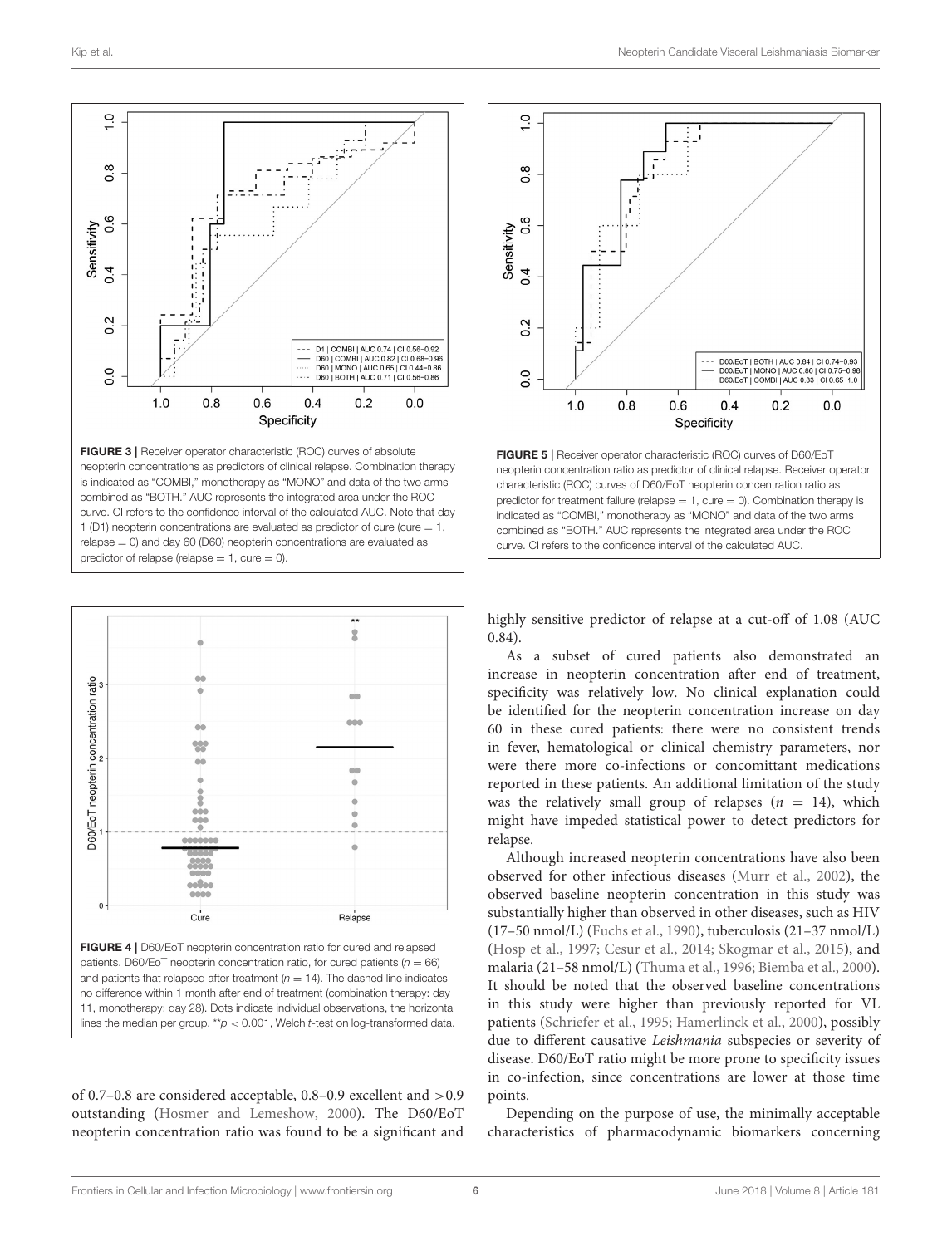FIGURE 3 | Receiver operator characteristic (ROC) curves of absolute neopterin concentrations as predictors of clinical relapse. Combination therapy is indicated as "COMBI," monotherapy as "MONO" and data of the two arms combined as "BOTH." AUC represents the integrated area under the ROC curve. CI refers to the confidence interval of the calculated AUC. Note that day 1 (D1) neopterin concentrations are evaluated as predictor of cure (cure = 1, relapse = 0) and day 60 (D60) neopterin concentrations are evaluated as predictor of relapse (relapse = 1, cure = 0).

FIGURE 5 | Receiver operator characteristic (ROC) curves of D60/EoT neopterin concentration ratio as predictor of clinical relapse. Receiver operator characteristic (ROC) curves of D60/EoT neopterin concentration ratio as predictor for treatment failure (relapse = 1, cure = 0). Combination therapy is indicated as "COMBI," monotherapy as "MONO" and data of the two arms combined as "BOTH." AUC represents the integrated area under the ROC curve. CI refers to the confidence interval of the calculated AUC.

FIGURE 4 | D60/EoT neopterin concentration ratio for cured and relapsed patients. D60/EoT neopterin concentration ratio, for cured patients ($n = 66$) and patients that relapsed after treatment ($n = 14$). The dashed line indicates no difference within 1 month after end of treatment (combination therapy: day 11, monotherapy: day 28). Dots indicate individual observations, the horizontal lines the median per group. **$p < 0.001$, Welch $t$-test on log-transformed data.

of 0.7–0.8 are considered acceptable, 0.8–0.9 excellent and >0.9 outstanding (Hosmer and Lemeshow, 2000). The D60/EoT neopterin concentration ratio was found to be a significant and highly sensitive predictor of relapse at a cut-off of 1.08 (AUC 0.84).

As a subset of cured patients also demonstrated an increase in neopterin concentration after end of treatment, specificity was relatively low. No clinical explanation could be identified for the neopterin concentration increase on day 60 in these cured patients: there were no consistent trends in fever, hematological or clinical chemistry parameters, nor were there more co-infections or concomittant medications reported in these patients. An additional limitation of the study was the relatively small group of relapses ($n = 14$), which might have impeded statistical power to detect predictors for relapse.

Although increased neopterin concentrations have also been observed for other infectious diseases (Murr et al., 2002), the observed baseline neopterin concentration in this study was substantially higher than observed in other diseases, such as HIV (17–50 nmol/L) (Fuchs et al., 1990), tuberculosis (21–37 nmol/L) (Hosp et al., 1997; Cesur et al., 2014; Skogmar et al., 2015), and malaria (21–58 nmol/L) (Thuma et al., 1996; Biemba et al., 2000). It should be noted that the observed baseline concentrations in this study were higher than previously reported for VL patients (Schriefer et al., 1995; Hamerlinck et al., 2000), possibly due to different causative *Leishmania* subspecies or severity of disease. D60/EoT ratio might be more prone to specificity issues in co-infection, since concentrations are lower at those time points.

Depending on the purpose of use, the minimally acceptable characteristics of pharmacodynamic biomarkers concerning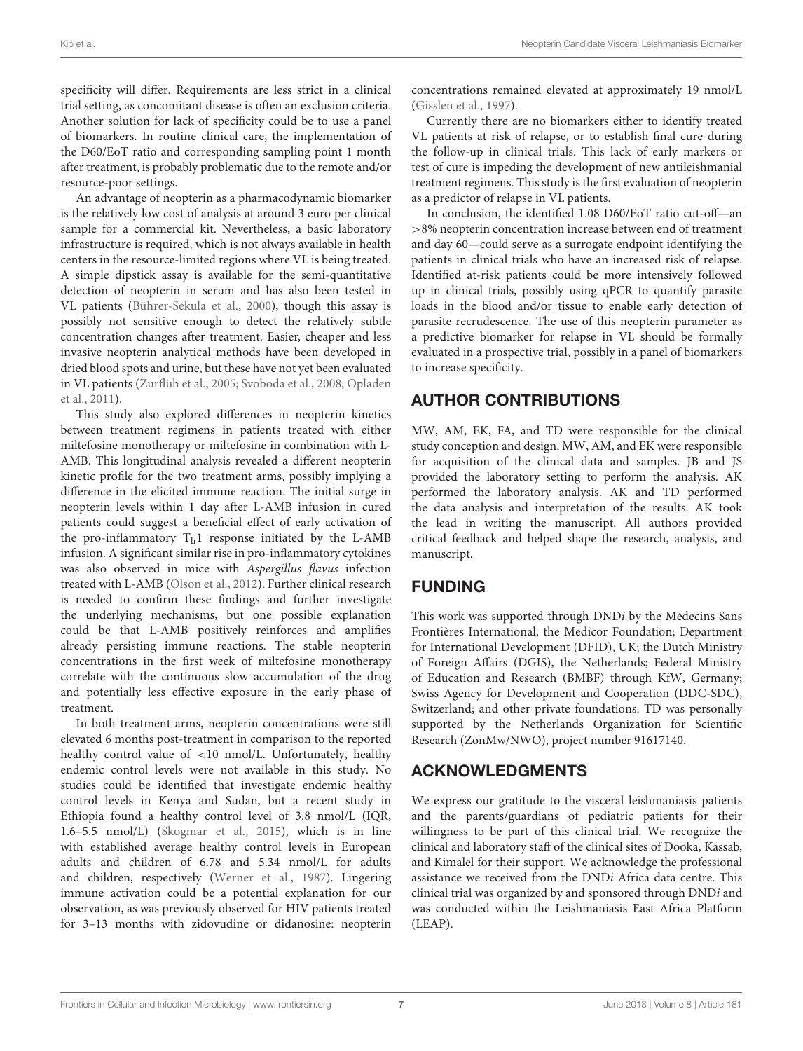specificity will differ. Requirements are less strict in a clinical trial setting, as concomitant disease is often an exclusion criteria. Another solution for lack of specificity could be to use a panel of biomarkers. In routine clinical care, the implementation of the D60/EoT ratio and corresponding sampling point 1 month after treatment, is probably problematic due to the remote and/or resource-poor settings.

An advantage of neopterin as a pharmacodynamic biomarker is the relatively low cost of analysis at around 3 euro per clinical sample for a commercial kit. Nevertheless, a basic laboratory infrastructure is required, which is not always available in health centers in the resource-limited regions where VL is being treated. A simple dipstick assay is available for the semi-quantitative detection of neopterin in serum and has also been tested in VL patients (Bührer-Sekula et al., 2000), though this assay is possibly not sensitive enough to detect the relatively subtle concentration changes after treatment. Easier, cheaper and less invasive neopterin analytical methods have been developed in dried blood spots and urine, but these have not yet been evaluated in VL patients (Zurflüh et al., 2005; Svoboda et al., 2008; Opladen et al., 2011).

This study also explored differences in neopterin kinetics between treatment regimens in patients treated with either miltefosine monotherapy or miltefosine in combination with L-AMB. This longitudinal analysis revealed a different neopterin kinetic profile for the two treatment arms, possibly implying a difference in the elicited immune reaction. The initial surge in neopterin levels within 1 day after L-AMB infusion in cured patients could suggest a beneficial effect of early activation of the pro-inflammatory $T_h1$ response initiated by the L-AMB infusion. A significant similar rise in pro-inflammatory cytokines was also observed in mice with *Aspergillus flavus* infection treated with L-AMB (Olson et al., 2012). Further clinical research is needed to confirm these findings and further investigate the underlying mechanisms, but one possible explanation could be that L-AMB positively reinforces and amplifies already persisting immune reactions. The stable neopterin concentrations in the first week of miltefosine monotherapy correlate with the continuous slow accumulation of the drug and potentially less effective exposure in the early phase of treatment.

In both treatment arms, neopterin concentrations were still elevated 6 months post-treatment in comparison to the reported healthy control value of <10 nmol/L. Unfortunately, healthy endemic control levels were not available in this study. No studies could be identified that investigate endemic healthy control levels in Kenya and Sudan, but a recent study in Ethiopia found a healthy control level of 3.8 nmol/L (IQR, 1.6–5.5 nmol/L) (Skogmar et al., 2015), which is in line with established average healthy control levels in European adults and children of 6.78 and 5.34 nmol/L for adults and children, respectively (Werner et al., 1987). Lingering immune activation could be a potential explanation for our observation, as was previously observed for HIV patients treated for 3–13 months with zidovudine or didanosine: neopterin concentrations remained elevated at approximately 19 nmol/L (Gisslen et al., 1997).

Currently there are no biomarkers either to identify treated VL patients at risk of relapse, or to establish final cure during the follow-up in clinical trials. This lack of early markers or test of cure is impeding the development of new antileishmanial treatment regimens. This study is the first evaluation of neopterin as a predictor of relapse in VL patients.

In conclusion, the identified 1.08 D60/EoT ratio cut-off—an >8% neopterin concentration increase between end of treatment and day 60—could serve as a surrogate endpoint identifying the patients in clinical trials who have an increased risk of relapse. Identified at-risk patients could be more intensively followed up in clinical trials, possibly using qPCR to quantify parasite loads in the blood and/or tissue to enable early detection of parasite recrudescence. The use of this neopterin parameter as a predictive biomarker for relapse in VL should be formally evaluated in a prospective trial, possibly in a panel of biomarkers to increase specificity.

## AUTHOR CONTRIBUTIONS

MW, AM, EK, FA, and TD were responsible for the clinical study conception and design. MW, AM, and EK were responsible for acquisition of the clinical data and samples. JB and JS provided the laboratory setting to perform the analysis. AK performed the laboratory analysis. AK and TD performed the data analysis and interpretation of the results. AK took the lead in writing the manuscript. All authors provided critical feedback and helped shape the research, analysis, and manuscript.

## FUNDING

This work was supported through DND*i* by the Médecins Sans Frontières International; the Medicor Foundation; Department for International Development (DFID), UK; the Dutch Ministry of Foreign Affairs (DGIS), the Netherlands; Federal Ministry of Education and Research (BMBF) through KfW, Germany; Swiss Agency for Development and Cooperation (DDC-SDC), Switzerland; and other private foundations. TD was personally supported by the Netherlands Organization for Scientific Research (ZonMw/NWO), project number 91617140.

## ACKNOWLEDGMENTS

We express our gratitude to the visceral leishmaniasis patients and the parents/guardians of pediatric patients for their willingness to be part of this clinical trial. We recognize the clinical and laboratory staff of the clinical sites of Dooka, Kassab, and Kimalel for their support. We acknowledge the professional assistance we received from the DND*i* Africa data centre. This clinical trial was organized by and sponsored through DND*i* and was conducted within the Leishmaniasis East Africa Platform (LEAP).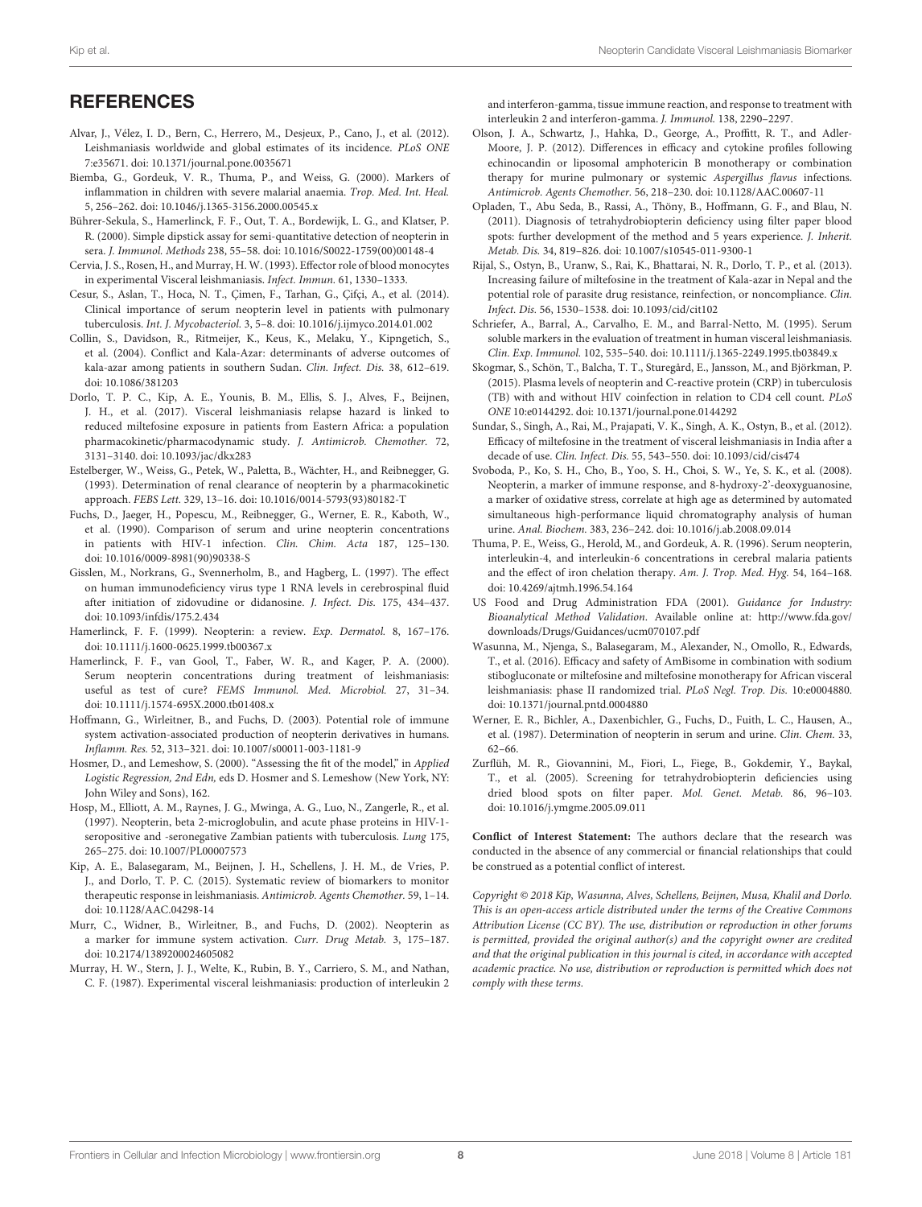## REFERENCES

Alvar, J., Vélez, I. D., Bern, C., Herrero, M., Desjeux, P., Cano, J., et al. (2012). Leishmaniasis worldwide and global estimates of its incidence. *PLoS ONE* 7:e35671. doi: 10.1371/journal.pone.0035671

Biemba, G., Gordeuk, V. R., Thuma, P., and Weiss, G. (2000). Markers of inflammation in children with severe malarial anaemia. *Trop. Med. Int. Heal.* 5, 256–262. doi: 10.1046/j.1365-3156.2000.00545.x

Bührer-Sekula, S., Hamerlinck, F. F., Out, T. A., Bordewijk, L. G., and Klatser, P. R. (2000). Simple dipstick assay for semi-quantitative detection of neopterin in sera. *J. Immunol. Methods* 238, 55–58. doi: 10.1016/S0022-1759(00)00148-4

Cervia, J. S., Rosen, H., and Murray, H. W. (1993). Effector role of blood monocytes in experimental Visceral leishmaniasis. *Infect. Immun.* 61, 1330–1333.

Cesur, S., Aslan, T., Hoca, N. T., Çimen, F., Tarhan, G., Çifçi, A., et al. (2014). Clinical importance of serum neopterin level in patients with pulmonary tuberculosis. *Int. J. Mycobacteriol.* 3, 5–8. doi: 10.1016/j.ijmyco.2014.01.002

Collin, S., Davidson, R., Ritmeijer, K., Keus, K., Melaku, Y., Kipngetich, S., et al. (2004). Conflict and Kala-Azar: determinants of adverse outcomes of kala-azar among patients in southern Sudan. *Clin. Infect. Dis.* 38, 612–619. doi: 10.1086/381203

Dorlo, T. P. C., Kip, A. E., Younis, B. M., Ellis, S. J., Alves, F., Beijnen, J. H., et al. (2017). Visceral leishmaniasis relapse hazard is linked to reduced miltefosine exposure in patients from Eastern Africa: a population pharmacokinetic/pharmacodynamic study. *J. Antimicrob. Chemother.* 72, 3131–3140. doi: 10.1093/jac/dkx283

Estelberger, W., Weiss, G., Petek, W., Paletta, B., Wächter, H., and Reibnegger, G. (1993). Determination of renal clearance of neopterin by a pharmacokinetic approach. *FEBS Lett.* 329, 13–16. doi: 10.1016/0014-5793(93)80182-T

Fuchs, D., Jaeger, H., Popescu, M., Reibnegger, G., Werner, E. R., Kaboth, W., et al. (1990). Comparison of serum and urine neopterin concentrations in patients with HIV-1 infection. *Clin. Chim. Acta* 187, 125–130. doi: 10.1016/0009-8981(90)90338-S

Gisslen, M., Norkrans, G., Svennerholm, B., and Hagberg, L. (1997). The effect on human immunodeficiency virus type 1 RNA levels in cerebrospinal fluid after initiation of zidovudine or didanosine. *J. Infect. Dis.* 175, 434–437. doi: 10.1093/infdis/175.2.434

Hamerlinck, F. F. (1999). Neopterin: a review. *Exp. Dermatol.* 8, 167–176. doi: 10.1111/j.1600-0625.1999.tb00367.x

Hamerlinck, F. F., van Gool, T., Faber, W. R., and Kager, P. A. (2000). Serum neopterin concentrations during treatment of leishmaniasis: useful as test of cure? *FEMS Immunol. Med. Microbiol.* 27, 31–34. doi: 10.1111/j.1574-695X.2000.tb01408.x

Hoffmann, G., Wirleitner, B., and Fuchs, D. (2003). Potential role of immune system activation-associated production of neopterin derivatives in humans. *Inflamm. Res.* 52, 313–321. doi: 10.1007/s00011-003-1181-9

Hosmer, D., and Lemeshow, S. (2000). "Assessing the fit of the model," in *Applied Logistic Regression, 2nd Edn,* eds D. Hosmer and S. Lemeshow (New York, NY: John Wiley and Sons), 162.

Hosp, M., Elliott, A. M., Raynes, J. G., Mwinga, A. G., Luo, N., Zangerle, R., et al. (1997). Neopterin, beta 2-microglobulin, and acute phase proteins in HIV-1-seropositive and -seronegative Zambian patients with tuberculosis. *Lung* 175, 265–275. doi: 10.1007/PL00007573

Kip, A. E., Balasegaram, M., Beijnen, J. H., Schellens, J. H. M., de Vries, P. J., and Dorlo, T. P. C. (2015). Systematic review of biomarkers to monitor therapeutic response in leishmaniasis. *Antimicrob. Agents Chemother.* 59, 1–14. doi: 10.1128/AAC.04298-14

Murr, C., Widner, B., Wirleitner, B., and Fuchs, D. (2002). Neopterin as a marker for immune system activation. *Curr. Drug Metab.* 3, 175–187. doi: 10.2174/1389200024605082

Murray, H. W., Stern, J. J., Welte, K., Rubin, B. Y., Carriero, S. M., and Nathan, C. F. (1987). Experimental visceral leishmaniasis: production of interleukin 2 and interferon-gamma, tissue immune reaction, and response to treatment with interleukin 2 and interferon-gamma. *J. Immunol.* 138, 2290–2297.

Olson, J. A., Schwartz, J., Hahka, D., George, A., Proffitt, R. T., and Adler-Moore, J. P. (2012). Differences in efficacy and cytokine profiles following echinocandin or liposomal amphotericin B monotherapy or combination therapy for murine pulmonary or systemic *Aspergillus flavus* infections. *Antimicrob. Agents Chemother.* 56, 218–230. doi: 10.1128/AAC.00607-11

Opladen, T., Abu Seda, B., Rassi, A., Thöny, B., Hoffmann, G. F., and Blau, N. (2011). Diagnosis of tetrahydrobiopterin deficiency using filter paper blood spots: further development of the method and 5 years experience. *J. Inherit. Metab. Dis.* 34, 819–826. doi: 10.1007/s10545-011-9300-1

Rijal, S., Ostyn, B., Uranw, S., Rai, K., Bhattarai, N. R., Dorlo, T. P., et al. (2013). Increasing failure of miltefosine in the treatment of Kala-azar in Nepal and the potential role of parasite drug resistance, reinfection, or noncompliance. *Clin. Infect. Dis.* 56, 1530–1538. doi: 10.1093/cid/cit102

Schriefer, A., Barral, A., Carvalho, E. M., and Barral-Netto, M. (1995). Serum soluble markers in the evaluation of treatment in human visceral leishmaniasis. *Clin. Exp. Immunol.* 102, 535–540. doi: 10.1111/j.1365-2249.1995.tb03849.x

Skogmar, S., Schön, T., Balcha, T. T., Sturegård, E., Jansson, M., and Björkman, P. (2015). Plasma levels of neopterin and C-reactive protein (CRP) in tuberculosis (TB) with and without HIV coinfection in relation to CD4 cell count. *PLoS ONE* 10:e0144292. doi: 10.1371/journal.pone.0144292

Sundar, S., Singh, A., Rai, M., Prajapati, V. K., Singh, A. K., Ostyn, B., et al. (2012). Efficacy of miltefosine in the treatment of visceral leishmaniasis in India after a decade of use. *Clin. Infect. Dis.* 55, 543–550. doi: 10.1093/cid/cis474

Svoboda, P., Ko, S. H., Cho, B., Yoo, S. H., Choi, S. W., Ye, S. K., et al. (2008). Neopterin, a marker of immune response, and 8-hydroxy-2'-deoxyguanosine, a marker of oxidative stress, correlate at high age as determined by automated simultaneous high-performance liquid chromatography analysis of human urine. *Anal. Biochem.* 383, 236–242. doi: 10.1016/j.ab.2008.09.014

Thuma, P. E., Weiss, G., Herold, M., and Gordeuk, A. R. (1996). Serum neopterin, interleukin-4, and interleukin-6 concentrations in cerebral malaria patients and the effect of iron chelation therapy. *Am. J. Trop. Med. Hyg.* 54, 164–168. doi: 10.4269/ajtmh.1996.54.164

US Food and Drug Administration FDA (2001). *Guidance for Industry: Bioanalytical Method Validation*. Available online at: http://www.fda.gov/downloads/Drugs/Guidances/ucm070107.pdf

Wasunna, M., Njenga, S., Balasegaram, M., Alexander, N., Omollo, R., Edwards, T., et al. (2016). Efficacy and safety of AmBisome in combination with sodium stibogluconate or miltefosine and miltefosine monotherapy for African visceral leishmaniasis: phase II randomized trial. *PLoS Negl. Trop. Dis.* 10:e0004880. doi: 10.1371/journal.pntd.0004880

Werner, E. R., Bichler, A., Daxenbichler, G., Fuchs, D., Fuith, L. C., Hausen, A., et al. (1987). Determination of neopterin in serum and urine. *Clin. Chem.* 33, 62–66.

Zurflüh, M. R., Giovannini, M., Fiori, L., Fiege, B., Gokdemir, Y., Baykal, T., et al. (2005). Screening for tetrahydrobiopterin deficiencies using dried blood spots on filter paper. *Mol. Genet. Metab.* 86, 96–103. doi: 10.1016/j.ymgme.2005.09.011

**Conflict of Interest Statement:** The authors declare that the research was conducted in the absence of any commercial or financial relationships that could be construed as a potential conflict of interest.

*Copyright © 2018 Kip, Wasunna, Alves, Schellens, Beijnen, Musa, Khalil and Dorlo. This is an open-access article distributed under the terms of the Creative Commons Attribution License (CC BY). The use, distribution or reproduction in other forums is permitted, provided the original author(s) and the copyright owner are credited and that the original publication in this journal is cited, in accordance with accepted academic practice. No use, distribution or reproduction is permitted which does not comply with these terms.*